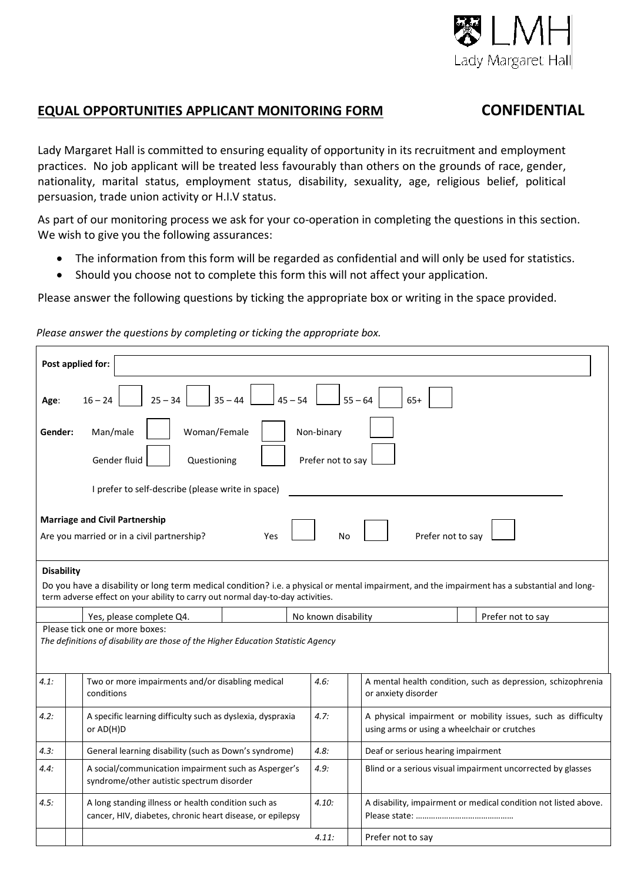## EQUAL OPPORTUNITIES APPLICANT MONITORING FORM **CONFIDENTIAL**

Lady Margaret Hall is committed to ensuring equality of opportunity in its recruitment and employment practices. No job applicant will be treated less favourably than others on the grounds of race, gender, nationality, marital status, employment status, disability, sexuality, age, religious belief, political persuasion, trade union activity or H.I.V status.

As part of our monitoring process we ask for your co-operation in completing the questions in this section. We wish to give you the following assurances:

- The information from this form will be regarded as confidential and will only be used for statistics.
- Should you choose not to complete this form this will not affect your application.

Please answer the following questions by ticking the appropriate box or writing in the space provided.

*Please answer the questions by completing or ticking the appropriate box.*

**Post applied for:** ________________________________

**Age:** 16 – 24 ☐ 25 – 34 ☐ 35 – 44 ☐ 45 – 54 ☐ 55 – 64 ☐ 65+ ☐

**Gender:** Man/male ☐ Woman/Female ☐ Non-binary ☐

Gender fluid ☐ Questioning ☐ Prefer not to say ☐

I prefer to self-describe (please write in space) ________________________________

**Marriage and Civil Partnership**

Are you married or in a civil partnership? Yes ☐ No ☐ Prefer not to say ☐

**Disability**

Do you have a disability or long term medical condition? i.e. a physical or mental impairment, and the impairment has a substantial and long-term adverse effect on your ability to carry out normal day-to-day activities.

| | Yes, please complete Q4. | | No known disability | | Prefer not to say |
|---|---|---|---|---|---|

Please tick one or more boxes:

*The definitions of disability are those of the Higher Education Statistic Agency*

| | | | | | |
|---|---|---|---|---|---|
| 4.1: | | Two or more impairments and/or disabling medical conditions | 4.6: | | A mental health condition, such as depression, schizophrenia or anxiety disorder |
| 4.2: | | A specific learning difficulty such as dyslexia, dyspraxia or AD(H)D | 4.7: | | A physical impairment or mobility issues, such as difficulty using arms or using a wheelchair or crutches |
| 4.3: | | General learning disability (such as Down's syndrome) | 4.8: | | Deaf or serious hearing impairment |
| 4.4: | | A social/communication impairment such as Asperger's syndrome/other autistic spectrum disorder | 4.9: | | Blind or a serious visual impairment uncorrected by glasses |
| 4.5: | | A long standing illness or health condition such as cancer, HIV, diabetes, chronic heart disease, or epilepsy | 4.10: | | A disability, impairment or medical condition not listed above. Please state: ……………………………………… |
| | | | 4.11: | | Prefer not to say |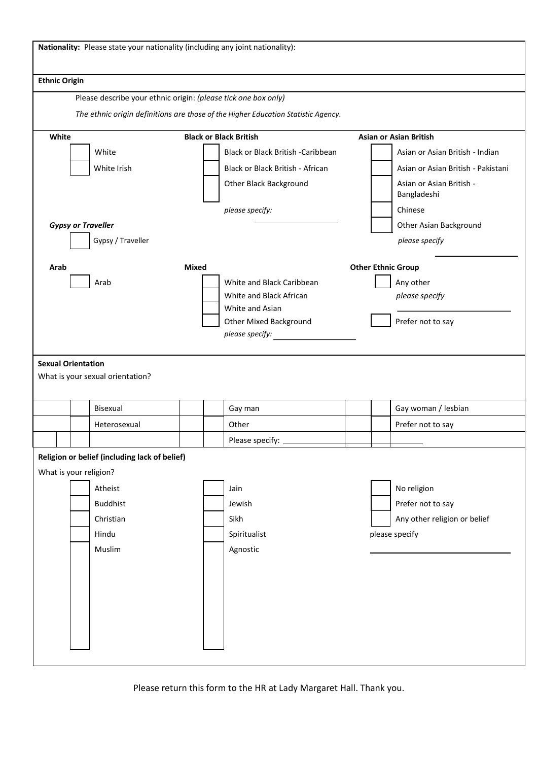**Nationality:** Please state your nationality (including any joint nationality):

**Ethnic Origin**

Please describe your ethnic origin: *(please tick one box only)*

*The ethnic origin definitions are those of the Higher Education Statistic Agency.*

**White**

- ☐ White
- ☐ White Irish

**Black or Black British**

- ☐ Black or Black British -Caribbean
- ☐ Black or Black British - African
- ☐ Other Black Background

*please specify:* ____________________

**Asian or Asian British**

- ☐ Asian or Asian British - Indian
- ☐ Asian or Asian British - Pakistani
- ☐ Asian or Asian British - Bangladeshi
- ☐ Chinese
- ☐ Other Asian Background

*please specify* ____________________

***Gypsy or Traveller***

- ☐ Gypsy / Traveller

**Arab**

- ☐ Arab

**Mixed**

- ☐ White and Black Caribbean
- ☐ White and Black African
- ☐ White and Asian
- ☐ Other Mixed Background

*please specify:* ____________________

**Other Ethnic Group**

- ☐ Any other

*please specify* ____________________

- ☐ Prefer not to say

**Sexual Orientation**

What is your sexual orientation?

| | | |
|---|---|---|
| ☐ Bisexual | ☐ Gay man | ☐ Gay woman / lesbian |
| ☐ Heterosexual | ☐ Other | ☐ Prefer not to say |
| | Please specify: ____________________ | |

**Religion or belief (including lack of belief)**

What is your religion?

| | | |
|---|---|---|
| ☐ Atheist | ☐ Jain | ☐ No religion |
| ☐ Buddhist | ☐ Jewish | ☐ Prefer not to say |
| ☐ Christian | ☐ Sikh | ☐ Any other religion or belief |
| ☐ Hindu | ☐ Spiritualist | please specify |
| ☐ Muslim | ☐ Agnostic | ____________________ |

Please return this form to the HR at Lady Margaret Hall. Thank you.